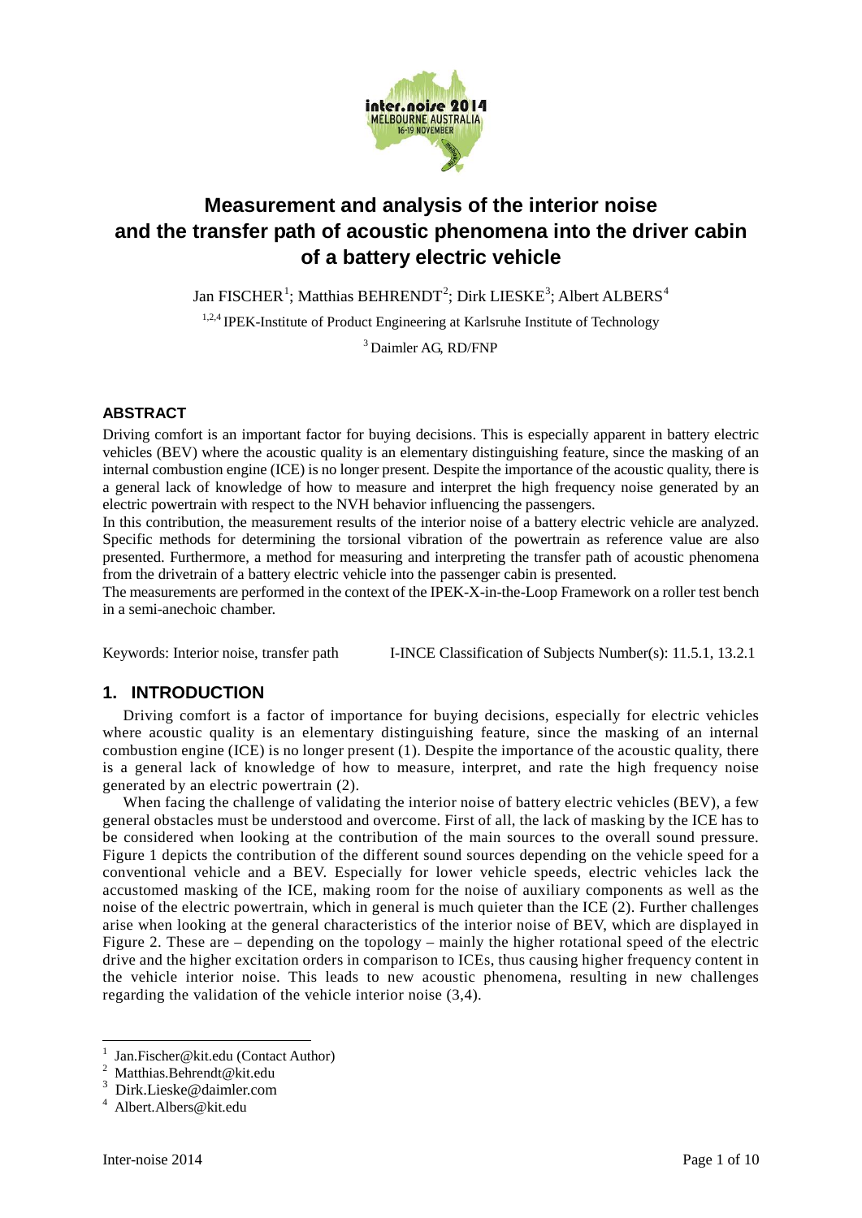# Measurement and analysis of the interior noise and the transfer path of acoustic phenomena into the driver cabin of a battery electric vehicle

Jan FISCHER[1]; Matthias BEHRENDT[2]; Dirk LIESKE[3]; Albert ALBERS[4]

[1,2,4] IPEK-Institute of Product Engineering at Karlsruhe Institute of Technology

[3] Daimler AG, RD/FNP

## ABSTRACT

Driving comfort is an important factor for buying decisions. This is especially apparent in battery electric vehicles (BEV) where the acoustic quality is an elementary distinguishing feature, since the masking of an internal combustion engine (ICE) is no longer present. Despite the importance of the acoustic quality, there is a general lack of knowledge of how to measure and interpret the high frequency noise generated by an electric powertrain with respect to the NVH behavior influencing the passengers.

In this contribution, the measurement results of the interior noise of a battery electric vehicle are analyzed. Specific methods for determining the torsional vibration of the powertrain as reference value are also presented. Furthermore, a method for measuring and interpreting the transfer path of acoustic phenomena from the drivetrain of a battery electric vehicle into the passenger cabin is presented.

The measurements are performed in the context of the IPEK-X-in-the-Loop Framework on a roller test bench in a semi-anechoic chamber.

Keywords: Interior noise, transfer path I-INCE Classification of Subjects Number(s): 11.5.1, 13.2.1

## 1. INTRODUCTION

Driving comfort is a factor of importance for buying decisions, especially for electric vehicles where acoustic quality is an elementary distinguishing feature, since the masking of an internal combustion engine (ICE) is no longer present (1). Despite the importance of the acoustic quality, there is a general lack of knowledge of how to measure, interpret, and rate the high frequency noise generated by an electric powertrain (2).

When facing the challenge of validating the interior noise of battery electric vehicles (BEV), a few general obstacles must be understood and overcome. First of all, the lack of masking by the ICE has to be considered when looking at the contribution of the main sources to the overall sound pressure. Figure 1 depicts the contribution of the different sound sources depending on the vehicle speed for a conventional vehicle and a BEV. Especially for lower vehicle speeds, electric vehicles lack the accustomed masking of the ICE, making room for the noise of auxiliary components as well as the noise of the electric powertrain, which in general is much quieter than the ICE (2). Further challenges arise when looking at the general characteristics of the interior noise of BEV, which are displayed in Figure 2. These are – depending on the topology – mainly the higher rotational speed of the electric drive and the higher excitation orders in comparison to ICEs, thus causing higher frequency content in the vehicle interior noise. This leads to new acoustic phenomena, resulting in new challenges regarding the validation of the vehicle interior noise (3,4).

[1] Jan.Fischer@kit.edu (Contact Author)
[2] Matthias.Behrendt@kit.edu
[3] Dirk.Lieske@daimler.com
[4] Albert.Albers@kit.edu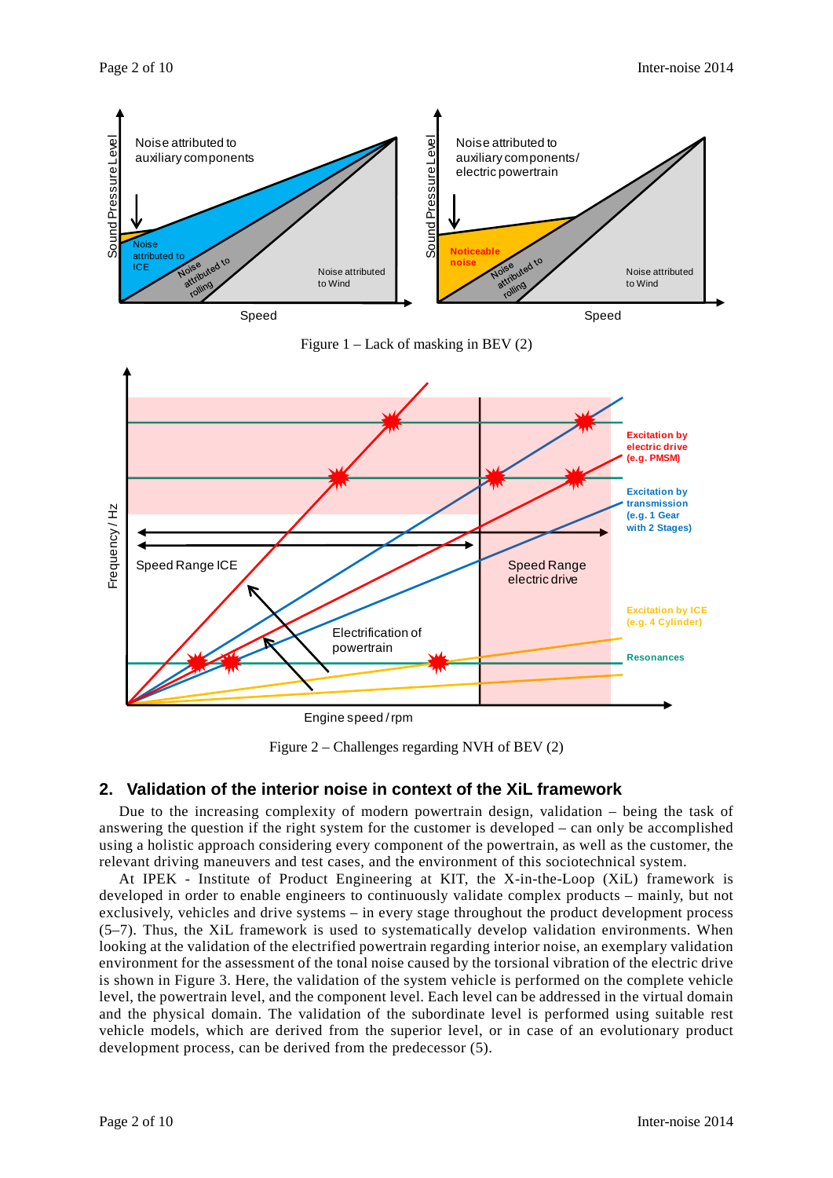Figure 1 – Lack of masking in BEV (2)

Figure 2 – Challenges regarding NVH of BEV (2)

## 2. Validation of the interior noise in context of the XiL framework

Due to the increasing complexity of modern powertrain design, validation – being the task of answering the question if the right system for the customer is developed – can only be accomplished using a holistic approach considering every component of the powertrain, as well as the customer, the relevant driving maneuvers and test cases, and the environment of this sociotechnical system.

At IPEK - Institute of Product Engineering at KIT, the X-in-the-Loop (XiL) framework is developed in order to enable engineers to continuously validate complex products – mainly, but not exclusively, vehicles and drive systems – in every stage throughout the product development process (5–7). Thus, the XiL framework is used to systematically develop validation environments. When looking at the validation of the electrified powertrain regarding interior noise, an exemplary validation environment for the assessment of the tonal noise caused by the torsional vibration of the electric drive is shown in Figure 3. Here, the validation of the system vehicle is performed on the complete vehicle level, the powertrain level, and the component level. Each level can be addressed in the virtual domain and the physical domain. The validation of the subordinate level is performed using suitable rest vehicle models, which are derived from the superior level, or in case of an evolutionary product development process, can be derived from the predecessor (5).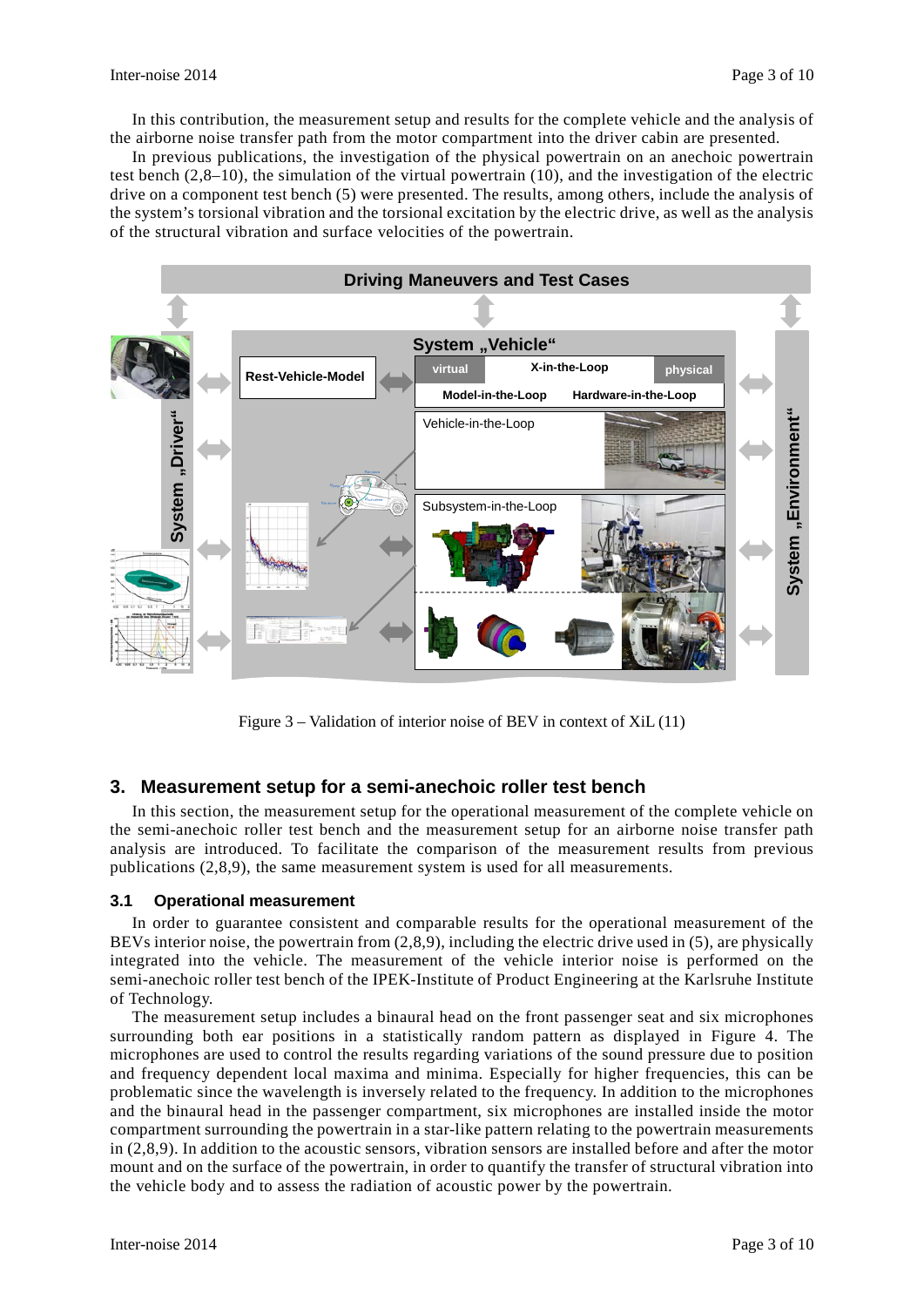In this contribution, the measurement setup and results for the complete vehicle and the analysis of the airborne noise transfer path from the motor compartment into the driver cabin are presented.

In previous publications, the investigation of the physical powertrain on an anechoic powertrain test bench (2,8–10), the simulation of the virtual powertrain (10), and the investigation of the electric drive on a component test bench (5) were presented. The results, among others, include the analysis of the system's torsional vibration and the torsional excitation by the electric drive, as well as the analysis of the structural vibration and surface velocities of the powertrain.

Figure 3 – Validation of interior noise of BEV in context of XiL (11)

## 3. Measurement setup for a semi-anechoic roller test bench

In this section, the measurement setup for the operational measurement of the complete vehicle on the semi-anechoic roller test bench and the measurement setup for an airborne noise transfer path analysis are introduced. To facilitate the comparison of the measurement results from previous publications (2,8,9), the same measurement system is used for all measurements.

### 3.1 Operational measurement

In order to guarantee consistent and comparable results for the operational measurement of the BEVs interior noise, the powertrain from (2,8,9), including the electric drive used in (5), are physically integrated into the vehicle. The measurement of the vehicle interior noise is performed on the semi-anechoic roller test bench of the IPEK-Institute of Product Engineering at the Karlsruhe Institute of Technology.

The measurement setup includes a binaural head on the front passenger seat and six microphones surrounding both ear positions in a statistically random pattern as displayed in Figure 4. The microphones are used to control the results regarding variations of the sound pressure due to position and frequency dependent local maxima and minima. Especially for higher frequencies, this can be problematic since the wavelength is inversely related to the frequency. In addition to the microphones and the binaural head in the passenger compartment, six microphones are installed inside the motor compartment surrounding the powertrain in a star-like pattern relating to the powertrain measurements in (2,8,9). In addition to the acoustic sensors, vibration sensors are installed before and after the motor mount and on the surface of the powertrain, in order to quantify the transfer of structural vibration into the vehicle body and to assess the radiation of acoustic power by the powertrain.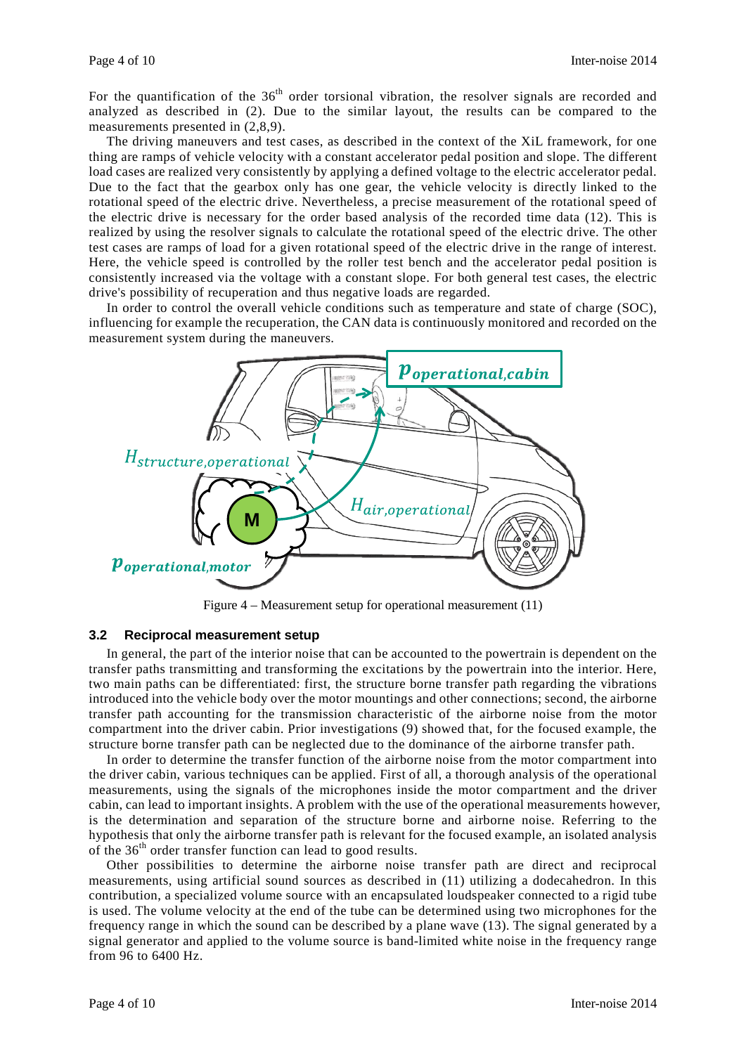For the quantification of the 36th order torsional vibration, the resolver signals are recorded and analyzed as described in (2). Due to the similar layout, the results can be compared to the measurements presented in (2,8,9).

The driving maneuvers and test cases, as described in the context of the XiL framework, for one thing are ramps of vehicle velocity with a constant accelerator pedal position and slope. The different load cases are realized very consistently by applying a defined voltage to the electric accelerator pedal. Due to the fact that the gearbox only has one gear, the vehicle velocity is directly linked to the rotational speed of the electric drive. Nevertheless, a precise measurement of the rotational speed of the electric drive is necessary for the order based analysis of the recorded time data (12). This is realized by using the resolver signals to calculate the rotational speed of the electric drive. The other test cases are ramps of load for a given rotational speed of the electric drive in the range of interest. Here, the vehicle speed is controlled by the roller test bench and the accelerator pedal position is consistently increased via the voltage with a constant slope. For both general test cases, the electric drive's possibility of recuperation and thus negative loads are regarded.

In order to control the overall vehicle conditions such as temperature and state of charge (SOC), influencing for example the recuperation, the CAN data is continuously monitored and recorded on the measurement system during the maneuvers.

Figure 4 – Measurement setup for operational measurement (11)

### 3.2 Reciprocal measurement setup

In general, the part of the interior noise that can be accounted to the powertrain is dependent on the transfer paths transmitting and transforming the excitations by the powertrain into the interior. Here, two main paths can be differentiated: first, the structure borne transfer path regarding the vibrations introduced into the vehicle body over the motor mountings and other connections; second, the airborne transfer path accounting for the transmission characteristic of the airborne noise from the motor compartment into the driver cabin. Prior investigations (9) showed that, for the focused example, the structure borne transfer path can be neglected due to the dominance of the airborne transfer path.

In order to determine the transfer function of the airborne noise from the motor compartment into the driver cabin, various techniques can be applied. First of all, a thorough analysis of the operational measurements, using the signals of the microphones inside the motor compartment and the driver cabin, can lead to important insights. A problem with the use of the operational measurements however, is the determination and separation of the structure borne and airborne noise. Referring to the hypothesis that only the airborne transfer path is relevant for the focused example, an isolated analysis of the 36th order transfer function can lead to good results.

Other possibilities to determine the airborne noise transfer path are direct and reciprocal measurements, using artificial sound sources as described in (11) utilizing a dodecahedron. In this contribution, a specialized volume source with an encapsulated loudspeaker connected to a rigid tube is used. The volume velocity at the end of the tube can be determined using two microphones for the frequency range in which the sound can be described by a plane wave (13). The signal generated by a signal generator and applied to the volume source is band-limited white noise in the frequency range from 96 to 6400 Hz.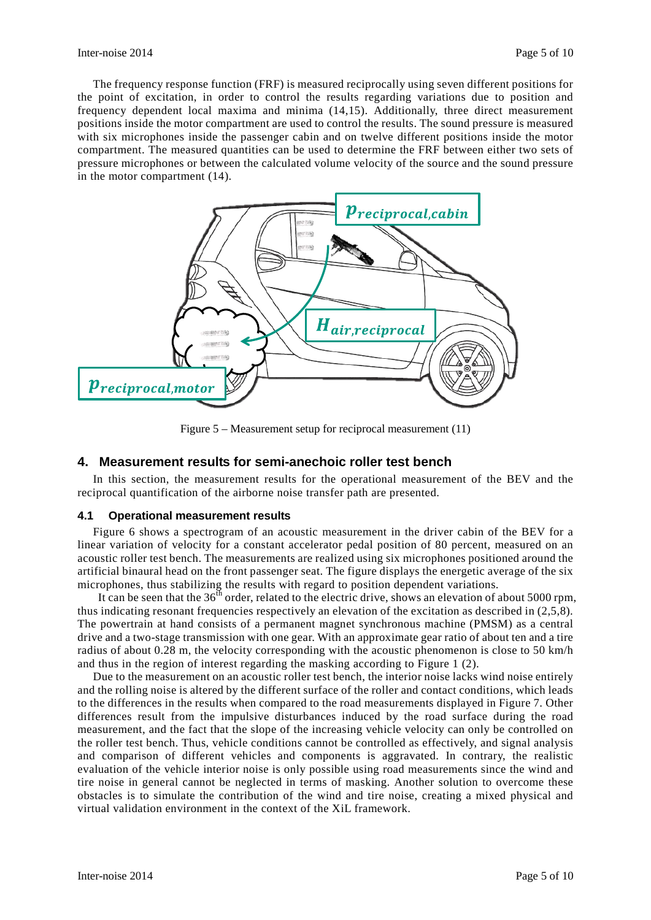The frequency response function (FRF) is measured reciprocally using seven different positions for the point of excitation, in order to control the results regarding variations due to position and frequency dependent local maxima and minima (14,15). Additionally, three direct measurement positions inside the motor compartment are used to control the results. The sound pressure is measured with six microphones inside the passenger cabin and on twelve different positions inside the motor compartment. The measured quantities can be used to determine the FRF between either two sets of pressure microphones or between the calculated volume velocity of the source and the sound pressure in the motor compartment (14).

Figure 5 – Measurement setup for reciprocal measurement (11)

## 4. Measurement results for semi-anechoic roller test bench

In this section, the measurement results for the operational measurement of the BEV and the reciprocal quantification of the airborne noise transfer path are presented.

### 4.1 Operational measurement results

Figure 6 shows a spectrogram of an acoustic measurement in the driver cabin of the BEV for a linear variation of velocity for a constant accelerator pedal position of 80 percent, measured on an acoustic roller test bench. The measurements are realized using six microphones positioned around the artificial binaural head on the front passenger seat. The figure displays the energetic average of the six microphones, thus stabilizing the results with regard to position dependent variations.

It can be seen that the 36$^{th}$ order, related to the electric drive, shows an elevation of about 5000 rpm, thus indicating resonant frequencies respectively an elevation of the excitation as described in (2,5,8). The powertrain at hand consists of a permanent magnet synchronous machine (PMSM) as a central drive and a two-stage transmission with one gear. With an approximate gear ratio of about ten and a tire radius of about 0.28 m, the velocity corresponding with the acoustic phenomenon is close to 50 km/h and thus in the region of interest regarding the masking according to Figure 1 (2).

Due to the measurement on an acoustic roller test bench, the interior noise lacks wind noise entirely and the rolling noise is altered by the different surface of the roller and contact conditions, which leads to the differences in the results when compared to the road measurements displayed in Figure 7. Other differences result from the impulsive disturbances induced by the road surface during the road measurement, and the fact that the slope of the increasing vehicle velocity can only be controlled on the roller test bench. Thus, vehicle conditions cannot be controlled as effectively, and signal analysis and comparison of different vehicles and components is aggravated. In contrary, the realistic evaluation of the vehicle interior noise is only possible using road measurements since the wind and tire noise in general cannot be neglected in terms of masking. Another solution to overcome these obstacles is to simulate the contribution of the wind and tire noise, creating a mixed physical and virtual validation environment in the context of the XiL framework.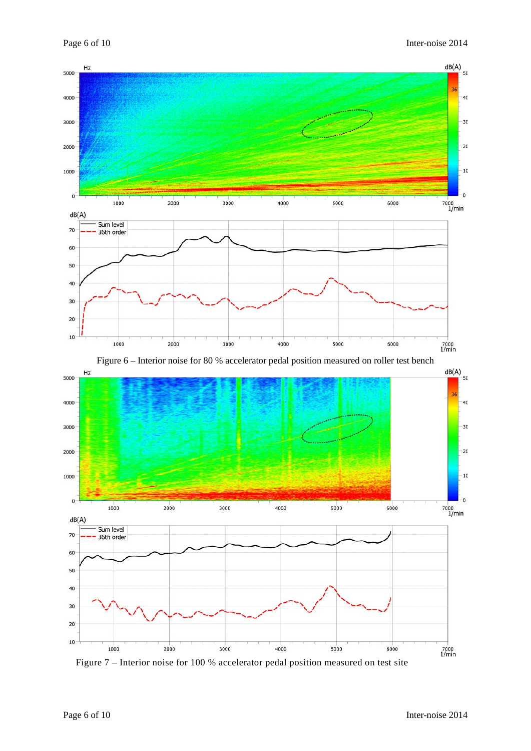Figure 6 – Interior noise for 80 % accelerator pedal position measured on roller test bench

Figure 7 – Interior noise for 100 % accelerator pedal position measured on test site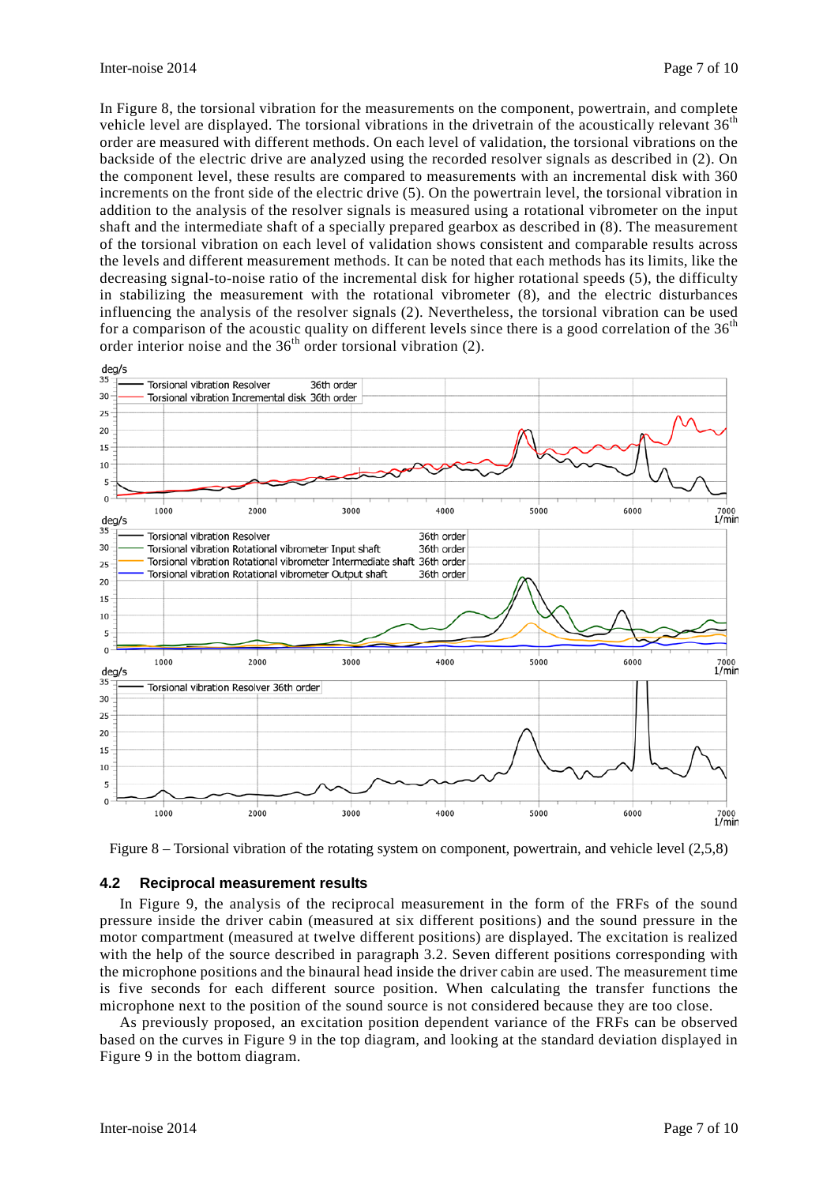In Figure 8, the torsional vibration for the measurements on the component, powertrain, and complete vehicle level are displayed. The torsional vibrations in the drivetrain of the acoustically relevant 36th order are measured with different methods. On each level of validation, the torsional vibrations on the backside of the electric drive are analyzed using the recorded resolver signals as described in (2). On the component level, these results are compared to measurements with an incremental disk with 360 increments on the front side of the electric drive (5). On the powertrain level, the torsional vibration in addition to the analysis of the resolver signals is measured using a rotational vibrometer on the input shaft and the intermediate shaft of a specially prepared gearbox as described in (8). The measurement of the torsional vibration on each level of validation shows consistent and comparable results across the levels and different measurement methods. It can be noted that each methods has its limits, like the decreasing signal-to-noise ratio of the incremental disk for higher rotational speeds (5), the difficulty in stabilizing the measurement with the rotational vibrometer (8), and the electric disturbances influencing the analysis of the resolver signals (2). Nevertheless, the torsional vibration can be used for a comparison of the acoustic quality on different levels since there is a good correlation of the 36th order interior noise and the 36th order torsional vibration (2).

Figure 8 – Torsional vibration of the rotating system on component, powertrain, and vehicle level (2,5,8)

## 4.2 Reciprocal measurement results

In Figure 9, the analysis of the reciprocal measurement in the form of the FRFs of the sound pressure inside the driver cabin (measured at six different positions) and the sound pressure in the motor compartment (measured at twelve different positions) are displayed. The excitation is realized with the help of the source described in paragraph 3.2. Seven different positions corresponding with the microphone positions and the binaural head inside the driver cabin are used. The measurement time is five seconds for each different source position. When calculating the transfer functions the microphone next to the position of the sound source is not considered because they are too close.

As previously proposed, an excitation position dependent variance of the FRFs can be observed based on the curves in Figure 9 in the top diagram, and looking at the standard deviation displayed in Figure 9 in the bottom diagram.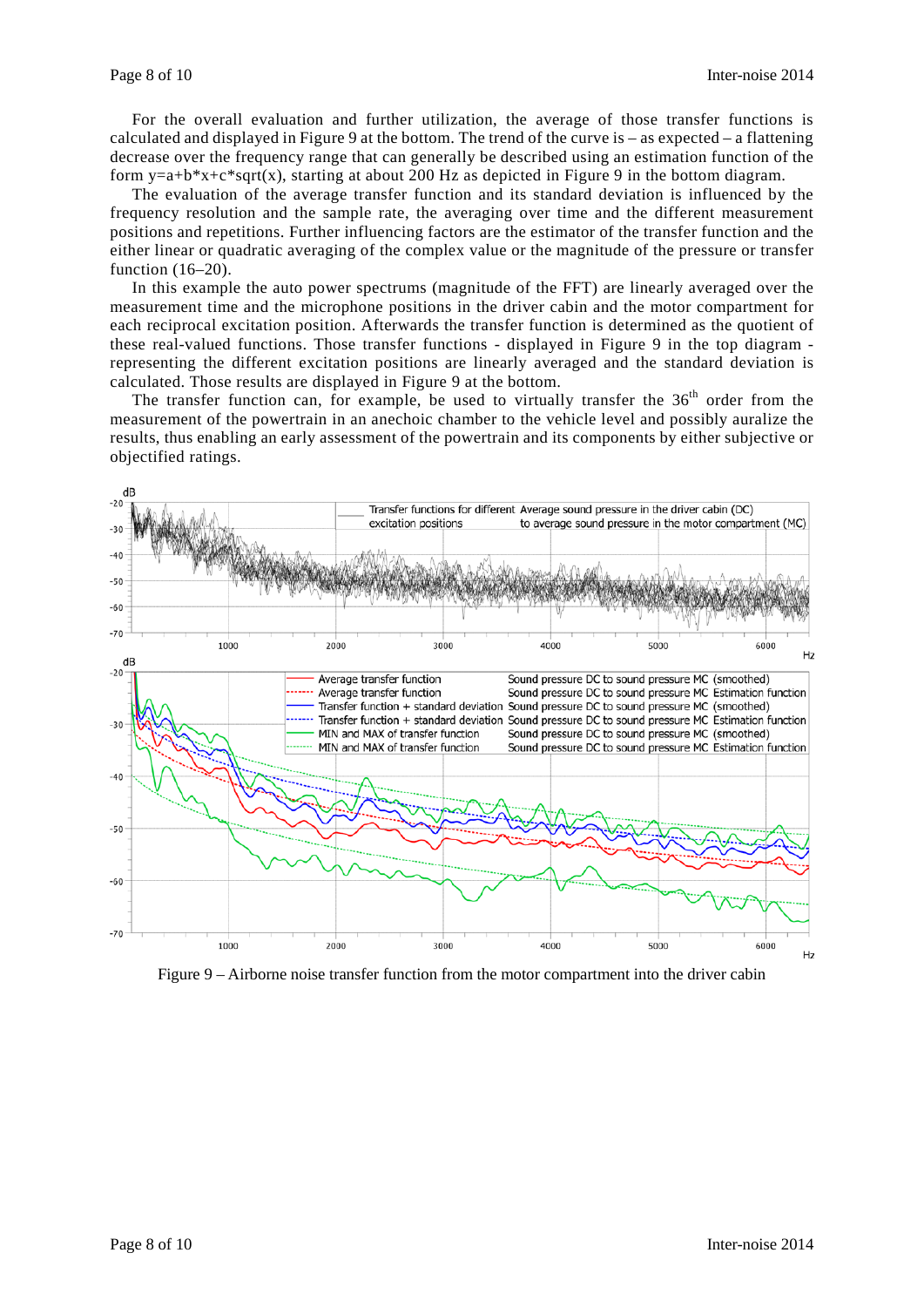For the overall evaluation and further utilization, the average of those transfer functions is calculated and displayed in Figure 9 at the bottom. The trend of the curve is – as expected – a flattening decrease over the frequency range that can generally be described using an estimation function of the form y=a+b*x+c*sqrt(x), starting at about 200 Hz as depicted in Figure 9 in the bottom diagram.

The evaluation of the average transfer function and its standard deviation is influenced by the frequency resolution and the sample rate, the averaging over time and the different measurement positions and repetitions. Further influencing factors are the estimator of the transfer function and the either linear or quadratic averaging of the complex value or the magnitude of the pressure or transfer function (16–20).

In this example the auto power spectrums (magnitude of the FFT) are linearly averaged over the measurement time and the microphone positions in the driver cabin and the motor compartment for each reciprocal excitation position. Afterwards the transfer function is determined as the quotient of these real-valued functions. Those transfer functions - displayed in Figure 9 in the top diagram - representing the different excitation positions are linearly averaged and the standard deviation is calculated. Those results are displayed in Figure 9 at the bottom.

The transfer function can, for example, be used to virtually transfer the 36th order from the measurement of the powertrain in an anechoic chamber to the vehicle level and possibly auralize the results, thus enabling an early assessment of the powertrain and its components by either subjective or objectified ratings.

Figure 9 – Airborne noise transfer function from the motor compartment into the driver cabin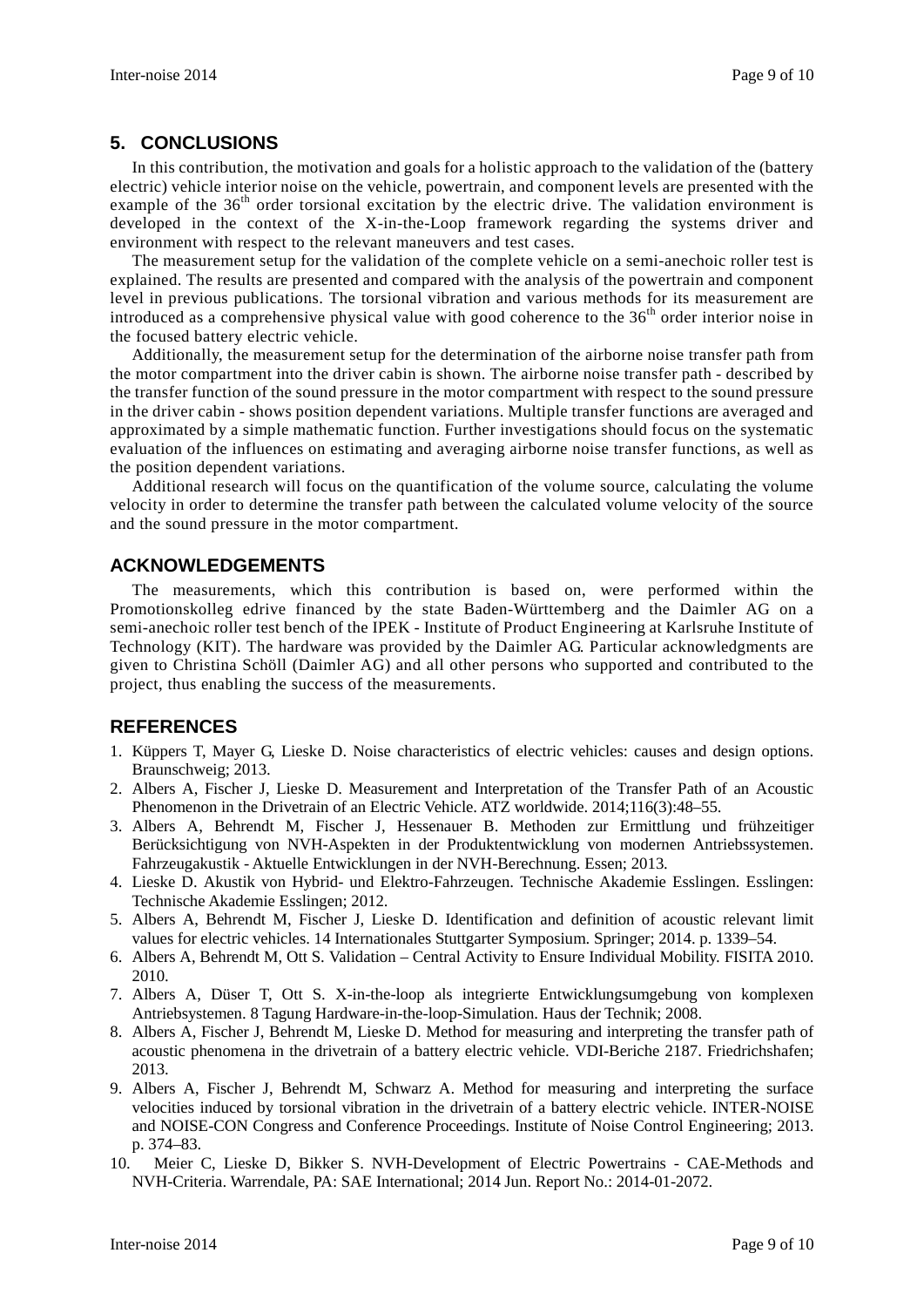## 5. CONCLUSIONS

In this contribution, the motivation and goals for a holistic approach to the validation of the (battery electric) vehicle interior noise on the vehicle, powertrain, and component levels are presented with the example of the $36^{th}$ order torsional excitation by the electric drive. The validation environment is developed in the context of the X-in-the-Loop framework regarding the systems driver and environment with respect to the relevant maneuvers and test cases.

The measurement setup for the validation of the complete vehicle on a semi-anechoic roller test is explained. The results are presented and compared with the analysis of the powertrain and component level in previous publications. The torsional vibration and various methods for its measurement are introduced as a comprehensive physical value with good coherence to the $36^{th}$ order interior noise in the focused battery electric vehicle.

Additionally, the measurement setup for the determination of the airborne noise transfer path from the motor compartment into the driver cabin is shown. The airborne noise transfer path - described by the transfer function of the sound pressure in the motor compartment with respect to the sound pressure in the driver cabin - shows position dependent variations. Multiple transfer functions are averaged and approximated by a simple mathematic function. Further investigations should focus on the systematic evaluation of the influences on estimating and averaging airborne noise transfer functions, as well as the position dependent variations.

Additional research will focus on the quantification of the volume source, calculating the volume velocity in order to determine the transfer path between the calculated volume velocity of the source and the sound pressure in the motor compartment.

## ACKNOWLEDGEMENTS

The measurements, which this contribution is based on, were performed within the Promotionskolleg edrive financed by the state Baden-Württemberg and the Daimler AG on a semi-anechoic roller test bench of the IPEK - Institute of Product Engineering at Karlsruhe Institute of Technology (KIT). The hardware was provided by the Daimler AG. Particular acknowledgments are given to Christina Schöll (Daimler AG) and all other persons who supported and contributed to the project, thus enabling the success of the measurements.

## REFERENCES

1. Küppers T, Mayer G, Lieske D. Noise characteristics of electric vehicles: causes and design options. Braunschweig; 2013.
2. Albers A, Fischer J, Lieske D. Measurement and Interpretation of the Transfer Path of an Acoustic Phenomenon in the Drivetrain of an Electric Vehicle. ATZ worldwide. 2014;116(3):48–55.
3. Albers A, Behrendt M, Fischer J, Hessenauer B. Methoden zur Ermittlung und frühzeitiger Berücksichtigung von NVH-Aspekten in der Produktentwicklung von modernen Antriebssystemen. Fahrzeugakustik - Aktuelle Entwicklungen in der NVH-Berechnung. Essen; 2013.
4. Lieske D. Akustik von Hybrid- und Elektro-Fahrzeugen. Technische Akademie Esslingen. Esslingen: Technische Akademie Esslingen; 2012.
5. Albers A, Behrendt M, Fischer J, Lieske D. Identification and definition of acoustic relevant limit values for electric vehicles. 14 Internationales Stuttgarter Symposium. Springer; 2014. p. 1339–54.
6. Albers A, Behrendt M, Ott S. Validation – Central Activity to Ensure Individual Mobility. FISITA 2010. 2010.
7. Albers A, Düser T, Ott S. X-in-the-loop als integrierte Entwicklungsumgebung von komplexen Antriebsystemen. 8 Tagung Hardware-in-the-loop-Simulation. Haus der Technik; 2008.
8. Albers A, Fischer J, Behrendt M, Lieske D. Method for measuring and interpreting the transfer path of acoustic phenomena in the drivetrain of a battery electric vehicle. VDI-Beriche 2187. Friedrichshafen; 2013.
9. Albers A, Fischer J, Behrendt M, Schwarz A. Method for measuring and interpreting the surface velocities induced by torsional vibration in the drivetrain of a battery electric vehicle. INTER-NOISE and NOISE-CON Congress and Conference Proceedings. Institute of Noise Control Engineering; 2013. p. 374–83.
10. Meier C, Lieske D, Bikker S. NVH-Development of Electric Powertrains - CAE-Methods and NVH-Criteria. Warrendale, PA: SAE International; 2014 Jun. Report No.: 2014-01-2072.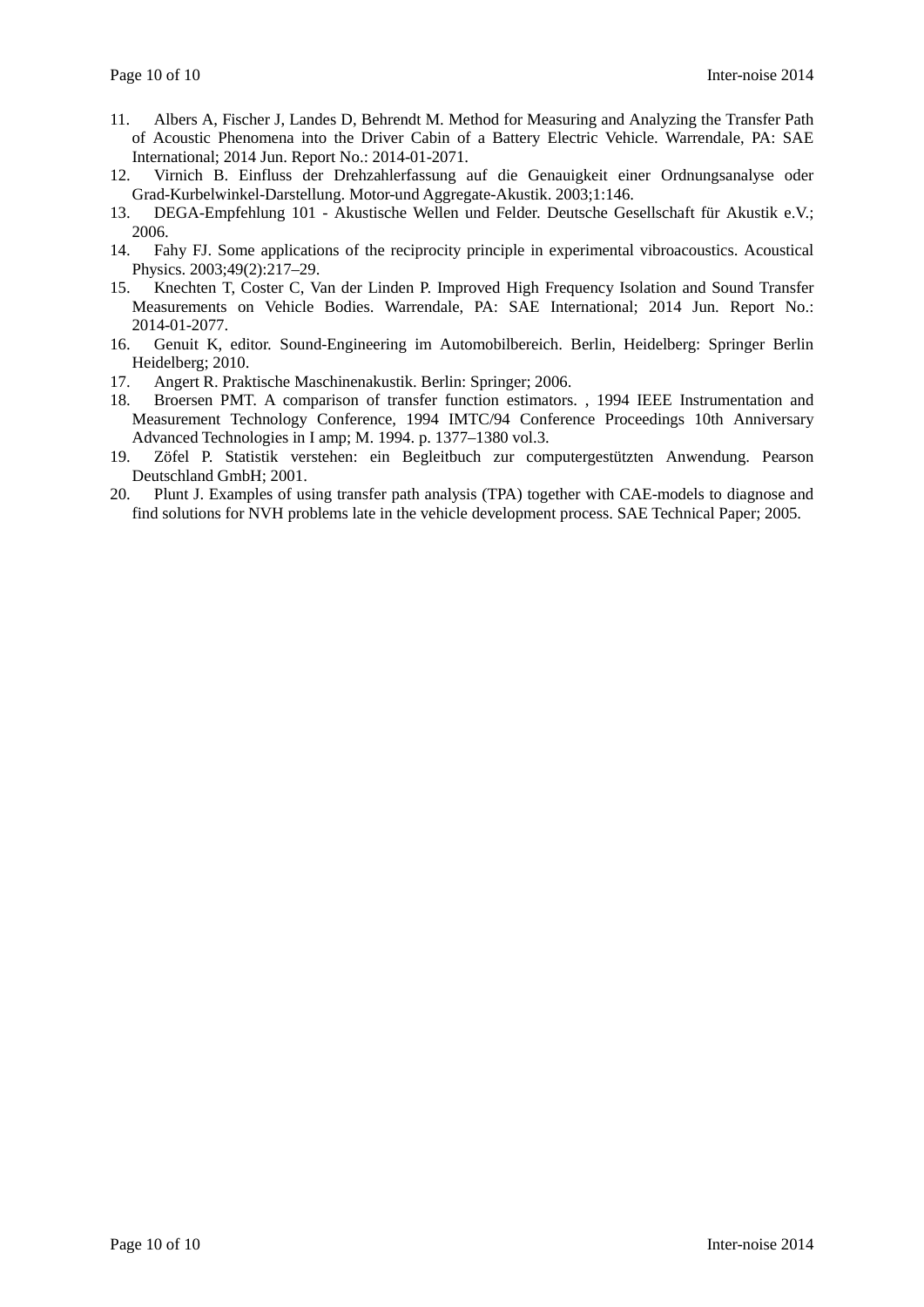11. Albers A, Fischer J, Landes D, Behrendt M. Method for Measuring and Analyzing the Transfer Path of Acoustic Phenomena into the Driver Cabin of a Battery Electric Vehicle. Warrendale, PA: SAE International; 2014 Jun. Report No.: 2014-01-2071.
12. Virnich B. Einfluss der Drehzahlerfassung auf die Genauigkeit einer Ordnungsanalyse oder Grad-Kurbelwinkel-Darstellung. Motor-und Aggregate-Akustik. 2003;1:146.
13. DEGA-Empfehlung 101 - Akustische Wellen und Felder. Deutsche Gesellschaft für Akustik e.V.; 2006.
14. Fahy FJ. Some applications of the reciprocity principle in experimental vibroacoustics. Acoustical Physics. 2003;49(2):217–29.
15. Knechten T, Coster C, Van der Linden P. Improved High Frequency Isolation and Sound Transfer Measurements on Vehicle Bodies. Warrendale, PA: SAE International; 2014 Jun. Report No.: 2014-01-2077.
16. Genuit K, editor. Sound-Engineering im Automobilbereich. Berlin, Heidelberg: Springer Berlin Heidelberg; 2010.
17. Angert R. Praktische Maschinenakustik. Berlin: Springer; 2006.
18. Broersen PMT. A comparison of transfer function estimators. , 1994 IEEE Instrumentation and Measurement Technology Conference, 1994 IMTC/94 Conference Proceedings 10th Anniversary Advanced Technologies in I amp; M. 1994. p. 1377–1380 vol.3.
19. Zöfel P. Statistik verstehen: ein Begleitbuch zur computergestützten Anwendung. Pearson Deutschland GmbH; 2001.
20. Plunt J. Examples of using transfer path analysis (TPA) together with CAE-models to diagnose and find solutions for NVH problems late in the vehicle development process. SAE Technical Paper; 2005.